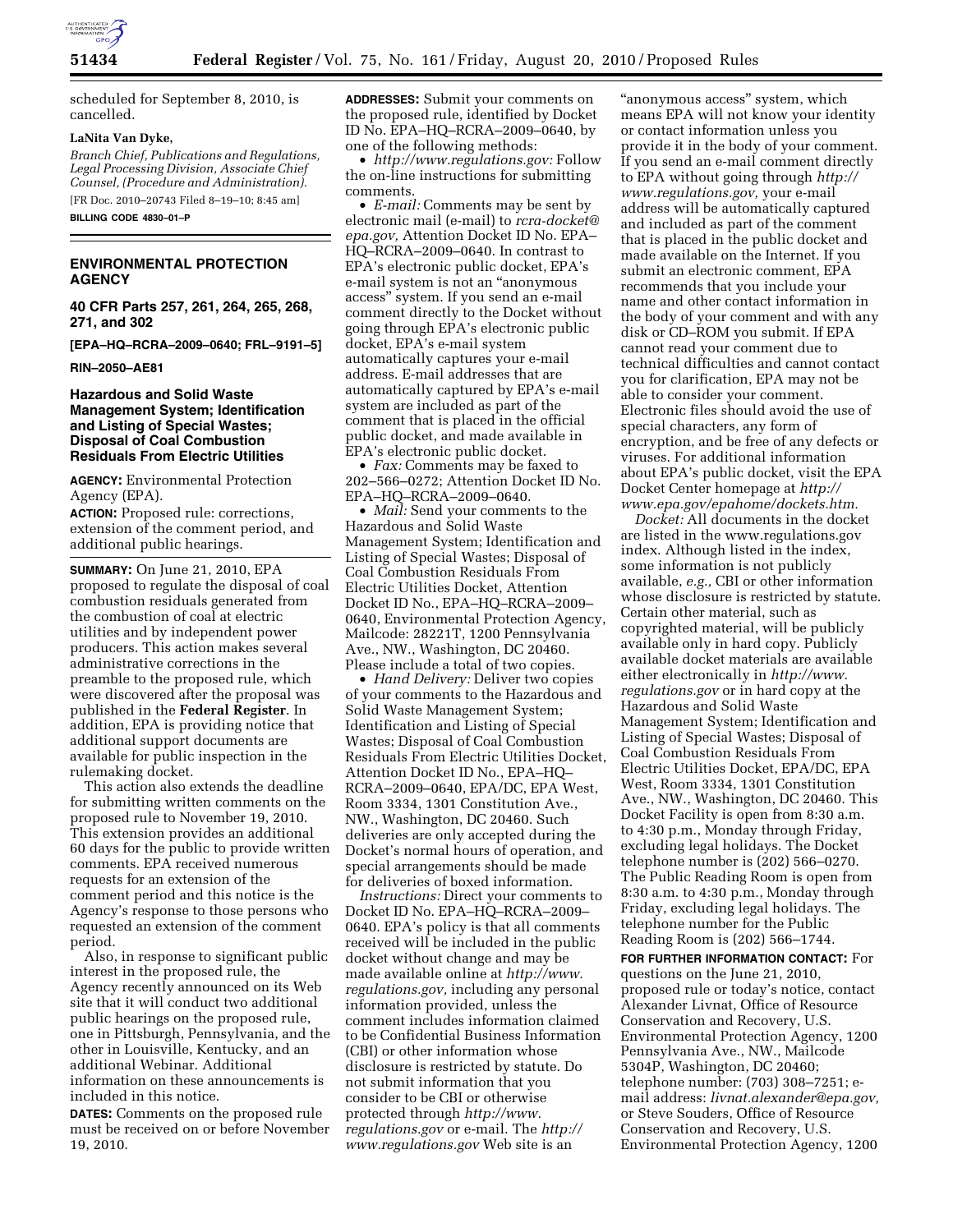scheduled for September 8, 2010, is cancelled.

**LaNita Van Dyke,**

*Branch Chief, Publications and Regulations, Legal Processing Division, Associate Chief Counsel, (Procedure and Administration).*

[FR Doc. 2010–20743 Filed 8–19–10; 8:45 am]

**BILLING CODE 4830–01–P**

## ENVIRONMENTAL PROTECTION AGENCY

### 40 CFR Parts 257, 261, 264, 265, 268, 271, and 302

**[EPA–HQ–RCRA–2009–0640; FRL–9191–5]**

**RIN–2050–AE81**

### Hazardous and Solid Waste Management System; Identification and Listing of Special Wastes; Disposal of Coal Combustion Residuals From Electric Utilities

**AGENCY:** Environmental Protection Agency (EPA).

**ACTION:** Proposed rule: corrections, extension of the comment period, and additional public hearings.

**SUMMARY:** On June 21, 2010, EPA proposed to regulate the disposal of coal combustion residuals generated from the combustion of coal at electric utilities and by independent power producers. This action makes several administrative corrections in the preamble to the proposed rule, which were discovered after the proposal was published in the **Federal Register**. In addition, EPA is providing notice that additional support documents are available for public inspection in the rulemaking docket.

This action also extends the deadline for submitting written comments on the proposed rule to November 19, 2010. This extension provides an additional 60 days for the public to provide written comments. EPA received numerous requests for an extension of the comment period and this notice is the Agency's response to those persons who requested an extension of the comment period.

Also, in response to significant public interest in the proposed rule, the Agency recently announced on its Web site that it will conduct two additional public hearings on the proposed rule, one in Pittsburgh, Pennsylvania, and the other in Louisville, Kentucky, and an additional Webinar. Additional information on these announcements is included in this notice.

**DATES:** Comments on the proposed rule must be received on or before November 19, 2010.

**ADDRESSES:** Submit your comments on the proposed rule, identified by Docket ID No. EPA–HQ–RCRA–2009–0640, by one of the following methods:

- *http://www.regulations.gov:* Follow the on-line instructions for submitting comments.
- *E-mail:* Comments may be sent by electronic mail (e-mail) to *rcra-docket@epa.gov,* Attention Docket ID No. EPA–HQ–RCRA–2009–0640. In contrast to EPA's electronic public docket, EPA's e-mail system is not an "anonymous access" system. If you send an e-mail comment directly to the Docket without going through EPA's electronic public docket, EPA's e-mail system automatically captures your e-mail address. E-mail addresses that are automatically captured by EPA's e-mail system are included as part of the comment that is placed in the official public docket, and made available in EPA's electronic public docket.
- *Fax:* Comments may be faxed to 202–566–0272; Attention Docket ID No. EPA–HQ–RCRA–2009–0640.
- *Mail:* Send your comments to the Hazardous and Solid Waste Management System; Identification and Listing of Special Wastes; Disposal of Coal Combustion Residuals From Electric Utilities Docket, Attention Docket ID No., EPA–HQ–RCRA–2009–0640, Environmental Protection Agency, Mailcode: 28221T, 1200 Pennsylvania Ave., NW., Washington, DC 20460. Please include a total of two copies.
- *Hand Delivery:* Deliver two copies of your comments to the Hazardous and Solid Waste Management System; Identification and Listing of Special Wastes; Disposal of Coal Combustion Residuals From Electric Utilities Docket, Attention Docket ID No., EPA–HQ–RCRA–2009–0640, EPA/DC, EPA West, Room 3334, 1301 Constitution Ave., NW., Washington, DC 20460. Such deliveries are only accepted during the Docket's normal hours of operation, and special arrangements should be made for deliveries of boxed information.

*Instructions:* Direct your comments to Docket ID No. EPA–HQ–RCRA–2009–0640. EPA's policy is that all comments received will be included in the public docket without change and may be made available online at *http://www.regulations.gov,* including any personal information provided, unless the comment includes information claimed to be Confidential Business Information (CBI) or other information whose disclosure is restricted by statute. Do not submit information that you consider to be CBI or otherwise protected through *http://www.regulations.gov* or e-mail. The *http://www.regulations.gov* Web site is an "anonymous access" system, which means EPA will not know your identity or contact information unless you provide it in the body of your comment. If you send an e-mail comment directly to EPA without going through *http://www.regulations.gov,* your e-mail address will be automatically captured and included as part of the comment that is placed in the public docket and made available on the Internet. If you submit an electronic comment, EPA recommends that you include your name and other contact information in the body of your comment and with any disk or CD–ROM you submit. If EPA cannot read your comment due to technical difficulties and cannot contact you for clarification, EPA may not be able to consider your comment. Electronic files should avoid the use of special characters, any form of encryption, and be free of any defects or viruses. For additional information about EPA's public docket, visit the EPA Docket Center homepage at *http://www.epa.gov/epahome/dockets.htm.*

*Docket:* All documents in the docket are listed in the www.regulations.gov index. Although listed in the index, some information is not publicly available, *e.g.,* CBI or other information whose disclosure is restricted by statute. Certain other material, such as copyrighted material, will be publicly available only in hard copy. Publicly available docket materials are available either electronically in *http://www.regulations.gov* or in hard copy at the Hazardous and Solid Waste Management System; Identification and Listing of Special Wastes; Disposal of Coal Combustion Residuals From Electric Utilities Docket, EPA/DC, EPA West, Room 3334, 1301 Constitution Ave., NW., Washington, DC 20460. This Docket Facility is open from 8:30 a.m. to 4:30 p.m., Monday through Friday, excluding legal holidays. The Docket telephone number is (202) 566–0270. The Public Reading Room is open from 8:30 a.m. to 4:30 p.m., Monday through Friday, excluding legal holidays. The telephone number for the Public Reading Room is (202) 566–1744.

**FOR FURTHER INFORMATION CONTACT:** For questions on the June 21, 2010, proposed rule or today's notice, contact Alexander Livnat, Office of Resource Conservation and Recovery, U.S. Environmental Protection Agency, 1200 Pennsylvania Ave., NW., Mailcode 5304P, Washington, DC 20460; telephone number: (703) 308–7251; e-mail address: *livnat.alexander@epa.gov,* or Steve Souders, Office of Resource Conservation and Recovery, U.S. Environmental Protection Agency, 1200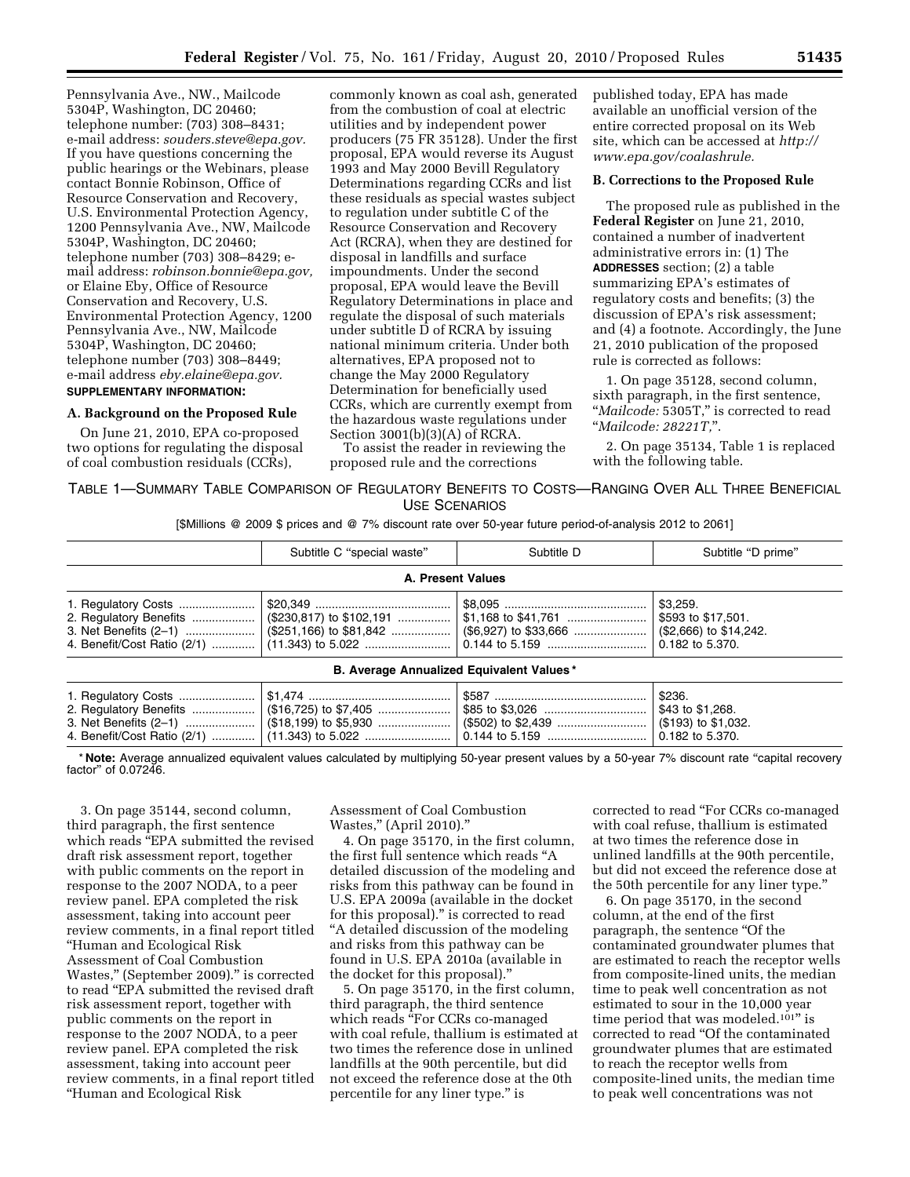Pennsylvania Ave., NW., Mailcode 5304P, Washington, DC 20460; telephone number: (703) 308–8431; e-mail address: *souders.steve@epa.gov.* If you have questions concerning the public hearings or the Webinars, please contact Bonnie Robinson, Office of Resource Conservation and Recovery, U.S. Environmental Protection Agency, 1200 Pennsylvania Ave., NW, Mailcode 5304P, Washington, DC 20460; telephone number (703) 308–8429; e-mail address: *robinson.bonnie@epa.gov,* or Elaine Eby, Office of Resource Conservation and Recovery, U.S. Environmental Protection Agency, 1200 Pennsylvania Ave., NW, Mailcode 5304P, Washington, DC 20460; telephone number (703) 308–8449; e-mail address *eby.elaine@epa.gov.*

**SUPPLEMENTARY INFORMATION:**

### A. Background on the Proposed Rule

On June 21, 2010, EPA co-proposed two options for regulating the disposal of coal combustion residuals (CCRs), commonly known as coal ash, generated from the combustion of coal at electric utilities and by independent power producers (75 FR 35128). Under the first proposal, EPA would reverse its August 1993 and May 2000 Bevill Regulatory Determinations regarding CCRs and list these residuals as special wastes subject to regulation under subtitle C of the Resource Conservation and Recovery Act (RCRA), when they are destined for disposal in landfills and surface impoundments. Under the second proposal, EPA would leave the Bevill Regulatory Determinations in place and regulate the disposal of such materials under subtitle D of RCRA by issuing national minimum criteria. Under both alternatives, EPA proposed not to change the May 2000 Regulatory Determination for beneficially used CCRs, which are currently exempt from the hazardous waste regulations under Section 3001(b)(3)(A) of RCRA.

To assist the reader in reviewing the proposed rule and the corrections published today, EPA has made available an unofficial version of the entire corrected proposal on its Web site, which can be accessed at *http://www.epa.gov/coalashrule.*

### B. Corrections to the Proposed Rule

The proposed rule as published in the **Federal Register** on June 21, 2010, contained a number of inadvertent administrative errors in: (1) The **ADDRESSES** section; (2) a table summarizing EPA's estimates of regulatory costs and benefits; (3) the discussion of EPA's risk assessment; and (4) a footnote. Accordingly, the June 21, 2010 publication of the proposed rule is corrected as follows:

1. On page 35128, second column, sixth paragraph, in the first sentence, "*Mailcode:* 5305T," is corrected to read "*Mailcode: 28221T,*".

2. On page 35134, Table 1 is replaced with the following table.

TABLE 1—SUMMARY TABLE COMPARISON OF REGULATORY BENEFITS TO COSTS—RANGING OVER ALL THREE BENEFICIAL USE SCENARIOS

[$Millions @ 2009 $ prices and @ 7% discount rate over 50-year future period-of-analysis 2012 to 2061]

| | Subtitle C "special waste" | Subtitle D | Subtitle "D prime" |
|---|---|---|---|
| **A. Present Values** | | | |
| 1. Regulatory Costs | $20,349 | $8,095 | $3,259. |
| 2. Regulatory Benefits | ($230,817) to $102,191 | $1,168 to $41,761 | $593 to $17,501. |
| 3. Net Benefits (2–1) | ($251,166) to $81,842 | ($6,927) to $33,666 | ($2,666) to $14,242. |
| 4. Benefit/Cost Ratio (2/1) | (11.343) to 5.022 | 0.144 to 5.159 | 0.182 to 5.370. |
| **B. Average Annualized Equivalent Values*** | | | |
| 1. Regulatory Costs | $1,474 | $587 | $236. |
| 2. Regulatory Benefits | ($16,725) to $7,405 | $85 to $3,026 | $43 to $1,268. |
| 3. Net Benefits (2–1) | ($18,199) to $5,930 | ($502) to $2,439 | ($193) to $1,032. |
| 4. Benefit/Cost Ratio (2/1) | (11.343) to 5.022 | 0.144 to 5.159 | 0.182 to 5.370. |

* **Note:** Average annualized equivalent values calculated by multiplying 50-year present values by a 50-year 7% discount rate "capital recovery factor" of 0.07246.

3. On page 35144, second column, third paragraph, the first sentence which reads "EPA submitted the revised draft risk assessment report, together with public comments on the report in response to the 2007 NODA, to a peer review panel. EPA completed the risk assessment, taking into account peer review comments, in a final report titled "Human and Ecological Risk Assessment of Coal Combustion Wastes," (September 2009)." is corrected to read "EPA submitted the revised draft risk assessment report, together with public comments on the report in response to the 2007 NODA, to a peer review panel. EPA completed the risk assessment, taking into account peer review comments, in a final report titled "Human and Ecological Risk Assessment of Coal Combustion Wastes," (April 2010)."

4. On page 35170, in the first column, the first full sentence which reads "A detailed discussion of the modeling and risks from this pathway can be found in U.S. EPA 2009a (available in the docket for this proposal)." is corrected to read "A detailed discussion of the modeling and risks from this pathway can be found in U.S. EPA 2010a (available in the docket for this proposal)."

5. On page 35170, in the first column, third paragraph, the third sentence which reads "For CCRs co-managed with coal refule, thallium is estimated at two times the reference dose in unlined landfills at the 90th percentile, but did not exceed the reference dose at the 0th percentile for any liner type." is corrected to read "For CCRs co-managed with coal refuse, thallium is estimated at two times the reference dose in unlined landfills at the 90th percentile, but did not exceed the reference dose at the 50th percentile for any liner type."

6. On page 35170, in the second column, at the end of the first paragraph, the sentence "Of the contaminated groundwater plumes that are estimated to reach the receptor wells from composite-lined units, the median time to peak well concentration as not estimated to sour in the 10,000 year time period that was modeled.[101]" is corrected to read "Of the contaminated groundwater plumes that are estimated to reach the receptor wells from composite-lined units, the median time to peak well concentrations was not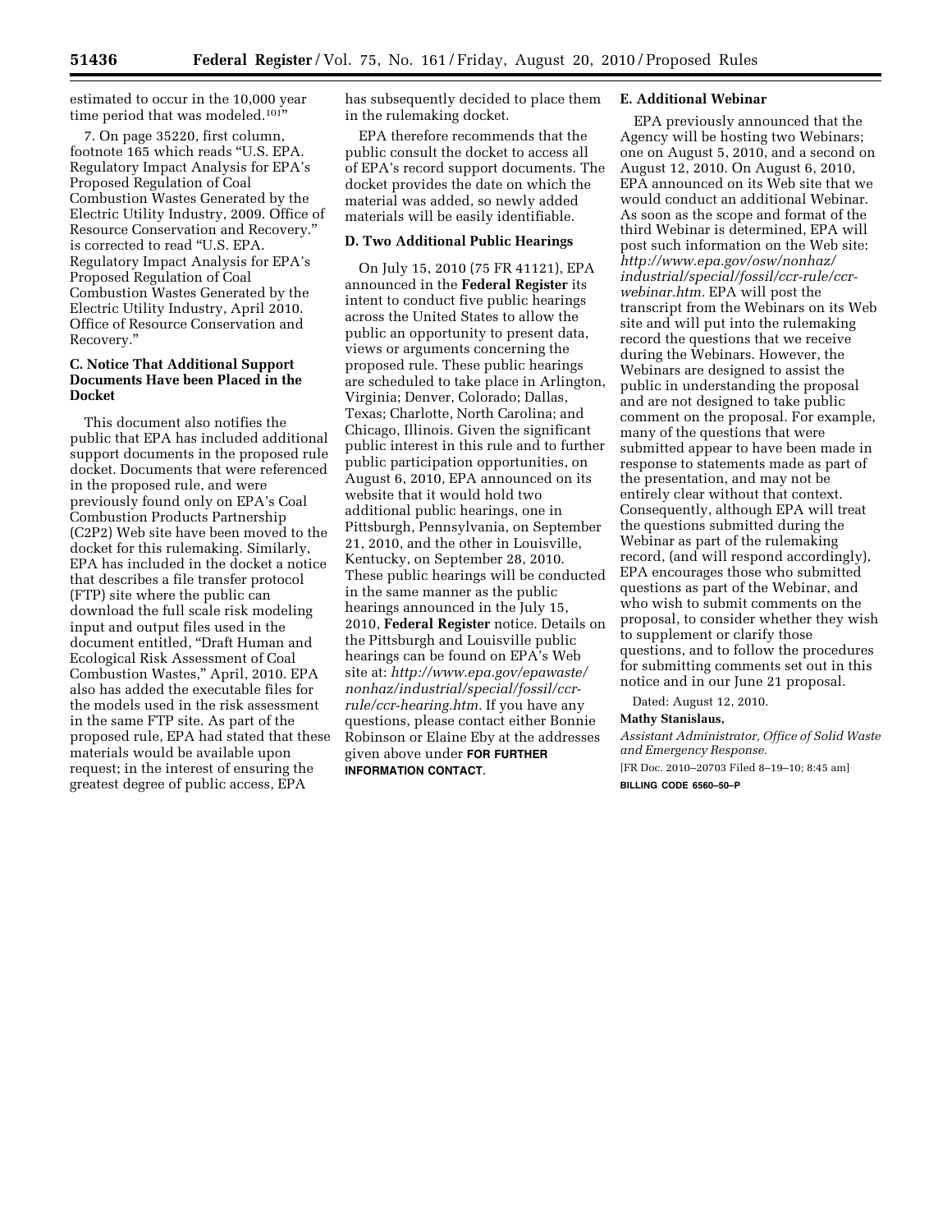estimated to occur in the 10,000 year time period that was modeled.[101]"

7. On page 35220, first column, footnote 165 which reads "U.S. EPA. Regulatory Impact Analysis for EPA's Proposed Regulation of Coal Combustion Wastes Generated by the Electric Utility Industry, 2009. Office of Resource Conservation and Recovery." is corrected to read "U.S. EPA. Regulatory Impact Analysis for EPA's Proposed Regulation of Coal Combustion Wastes Generated by the Electric Utility Industry, April 2010. Office of Resource Conservation and Recovery."

### C. Notice That Additional Support Documents Have been Placed in the Docket

This document also notifies the public that EPA has included additional support documents in the proposed rule docket. Documents that were referenced in the proposed rule, and were previously found only on EPA's Coal Combustion Products Partnership (C2P2) Web site have been moved to the docket for this rulemaking. Similarly, EPA has included in the docket a notice that describes a file transfer protocol (FTP) site where the public can download the full scale risk modeling input and output files used in the document entitled, "Draft Human and Ecological Risk Assessment of Coal Combustion Wastes," April, 2010. EPA also has added the executable files for the models used in the risk assessment in the same FTP site. As part of the proposed rule, EPA had stated that these materials would be available upon request; in the interest of ensuring the greatest degree of public access, EPA has subsequently decided to place them in the rulemaking docket.

EPA therefore recommends that the public consult the docket to access all of EPA's record support documents. The docket provides the date on which the material was added, so newly added materials will be easily identifiable.

### D. Two Additional Public Hearings

On July 15, 2010 (75 FR 41121), EPA announced in the **Federal Register** its intent to conduct five public hearings across the United States to allow the public an opportunity to present data, views or arguments concerning the proposed rule. These public hearings are scheduled to take place in Arlington, Virginia; Denver, Colorado; Dallas, Texas; Charlotte, North Carolina; and Chicago, Illinois. Given the significant public interest in this rule and to further public participation opportunities, on August 6, 2010, EPA announced on its website that it would hold two additional public hearings, one in Pittsburgh, Pennsylvania, on September 21, 2010, and the other in Louisville, Kentucky, on September 28, 2010. These public hearings will be conducted in the same manner as the public hearings announced in the July 15, 2010, **Federal Register** notice. Details on the Pittsburgh and Louisville public hearings can be found on EPA's Web site at: *http://www.epa.gov/epawaste/nonhaz/industrial/special/fossil/ccr-rule/ccr-hearing.htm.* If you have any questions, please contact either Bonnie Robinson or Elaine Eby at the addresses given above under **FOR FURTHER INFORMATION CONTACT**.

### E. Additional Webinar

EPA previously announced that the Agency will be hosting two Webinars; one on August 5, 2010, and a second on August 12, 2010. On August 6, 2010, EPA announced on its Web site that we would conduct an additional Webinar. As soon as the scope and format of the third Webinar is determined, EPA will post such information on the Web site: *http://www.epa.gov/osw/nonhaz/industrial/special/fossil/ccr-rule/ccr-webinar.htm.* EPA will post the transcript from the Webinars on its Web site and will put into the rulemaking record the questions that we receive during the Webinars. However, the Webinars are designed to assist the public in understanding the proposal and are not designed to take public comment on the proposal. For example, many of the questions that were submitted appear to have been made in response to statements made as part of the presentation, and may not be entirely clear without that context. Consequently, although EPA will treat the questions submitted during the Webinar as part of the rulemaking record, (and will respond accordingly), EPA encourages those who submitted questions as part of the Webinar, and who wish to submit comments on the proposal, to consider whether they wish to supplement or clarify those questions, and to follow the procedures for submitting comments set out in this notice and in our June 21 proposal.

Dated: August 12, 2010.

**Mathy Stanislaus,**

*Assistant Administrator, Office of Solid Waste and Emergency Response.*

[FR Doc. 2010–20703 Filed 8–19–10; 8:45 am]

**BILLING CODE 6560–50–P**